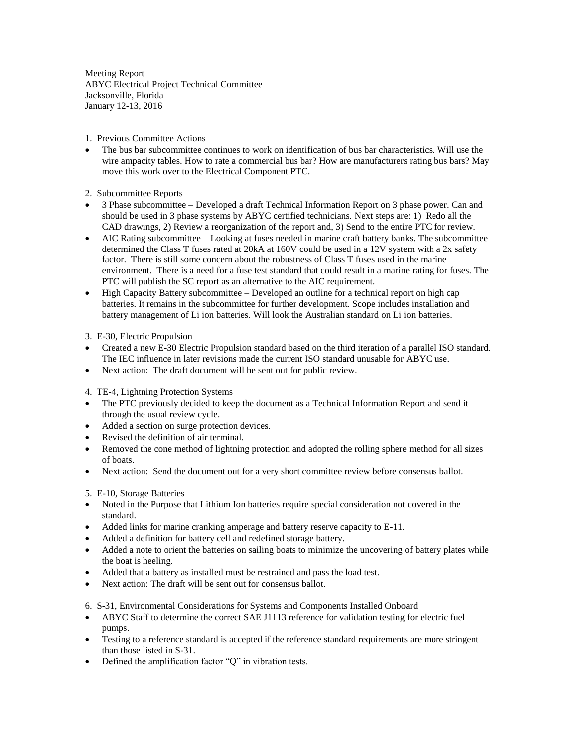Meeting Report
ABYC Electrical Project Technical Committee
Jacksonville, Florida
January 12-13, 2016

1. Previous Committee Actions

- The bus bar subcommittee continues to work on identification of bus bar characteristics. Will use the wire ampacity tables. How to rate a commercial bus bar? How are manufacturers rating bus bars? May move this work over to the Electrical Component PTC.

2. Subcommittee Reports

- 3 Phase subcommittee – Developed a draft Technical Information Report on 3 phase power. Can and should be used in 3 phase systems by ABYC certified technicians. Next steps are: 1) Redo all the CAD drawings, 2) Review a reorganization of the report and, 3) Send to the entire PTC for review.
- AIC Rating subcommittee – Looking at fuses needed in marine craft battery banks. The subcommittee determined the Class T fuses rated at 20kA at 160V could be used in a 12V system with a 2x safety factor. There is still some concern about the robustness of Class T fuses used in the marine environment. There is a need for a fuse test standard that could result in a marine rating for fuses. The PTC will publish the SC report as an alternative to the AIC requirement.
- High Capacity Battery subcommittee – Developed an outline for a technical report on high cap batteries. It remains in the subcommittee for further development. Scope includes installation and battery management of Li ion batteries. Will look the Australian standard on Li ion batteries.

3. E-30, Electric Propulsion

- Created a new E-30 Electric Propulsion standard based on the third iteration of a parallel ISO standard. The IEC influence in later revisions made the current ISO standard unusable for ABYC use.
- Next action: The draft document will be sent out for public review.

4. TE-4, Lightning Protection Systems

- The PTC previously decided to keep the document as a Technical Information Report and send it through the usual review cycle.
- Added a section on surge protection devices.
- Revised the definition of air terminal.
- Removed the cone method of lightning protection and adopted the rolling sphere method for all sizes of boats.
- Next action: Send the document out for a very short committee review before consensus ballot.

5. E-10, Storage Batteries

- Noted in the Purpose that Lithium Ion batteries require special consideration not covered in the standard.
- Added links for marine cranking amperage and battery reserve capacity to E-11.
- Added a definition for battery cell and redefined storage battery.
- Added a note to orient the batteries on sailing boats to minimize the uncovering of battery plates while the boat is heeling.
- Added that a battery as installed must be restrained and pass the load test.
- Next action: The draft will be sent out for consensus ballot.

6. S-31, Environmental Considerations for Systems and Components Installed Onboard

- ABYC Staff to determine the correct SAE J1113 reference for validation testing for electric fuel pumps.
- Testing to a reference standard is accepted if the reference standard requirements are more stringent than those listed in S-31.
- Defined the amplification factor "Q" in vibration tests.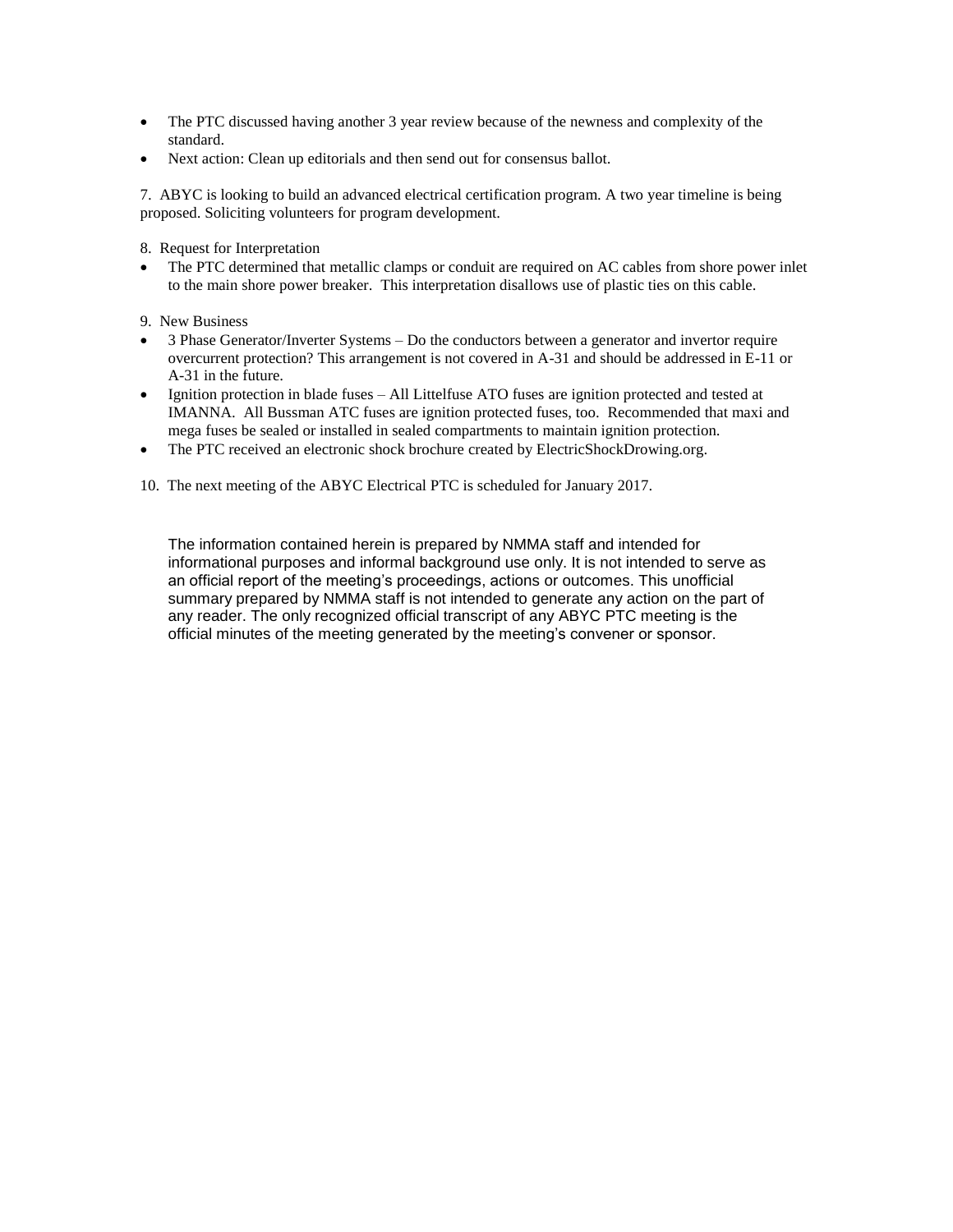- The PTC discussed having another 3 year review because of the newness and complexity of the standard.
- Next action: Clean up editorials and then send out for consensus ballot.

7. ABYC is looking to build an advanced electrical certification program. A two year timeline is being proposed. Soliciting volunteers for program development.

8. Request for Interpretation

- The PTC determined that metallic clamps or conduit are required on AC cables from shore power inlet to the main shore power breaker. This interpretation disallows use of plastic ties on this cable.

9. New Business

- 3 Phase Generator/Inverter Systems – Do the conductors between a generator and invertor require overcurrent protection? This arrangement is not covered in A-31 and should be addressed in E-11 or A-31 in the future.
- Ignition protection in blade fuses – All Littelfuse ATO fuses are ignition protected and tested at IMANNA. All Bussman ATC fuses are ignition protected fuses, too. Recommended that maxi and mega fuses be sealed or installed in sealed compartments to maintain ignition protection.
- The PTC received an electronic shock brochure created by ElectricShockDrowing.org.

10. The next meeting of the ABYC Electrical PTC is scheduled for January 2017.

The information contained herein is prepared by NMMA staff and intended for informational purposes and informal background use only. It is not intended to serve as an official report of the meeting's proceedings, actions or outcomes. This unofficial summary prepared by NMMA staff is not intended to generate any action on the part of any reader. The only recognized official transcript of any ABYC PTC meeting is the official minutes of the meeting generated by the meeting's convener or sponsor.